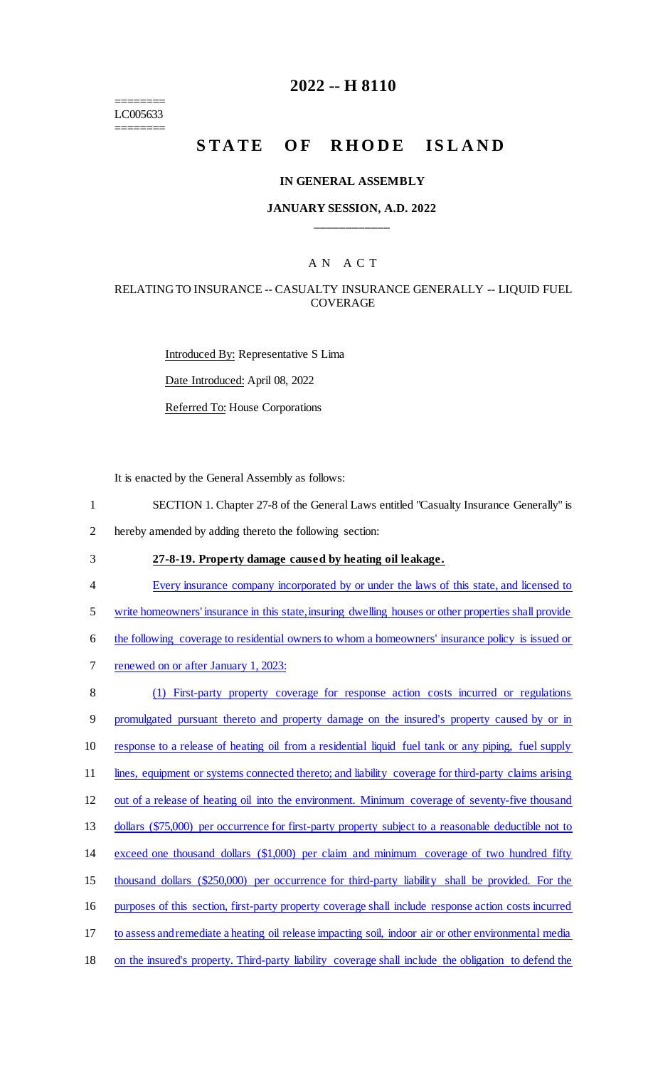========
LC005633
========

# 2022 -- H 8110

# STATE OF RHODE ISLAND

### IN GENERAL ASSEMBLY

### JANUARY SESSION, A.D. 2022

____________

## A N A C T

### RELATING TO INSURANCE -- CASUALTY INSURANCE GENERALLY -- LIQUID FUEL COVERAGE

Introduced By: Representative S Lima

Date Introduced: April 08, 2022

Referred To: House Corporations

It is enacted by the General Assembly as follows:

1 SECTION 1. Chapter 27-8 of the General Laws entitled "Casualty Insurance Generally" is
2 hereby amended by adding thereto the following section:

3 **27-8-19. Property damage caused by heating oil leakage.**

4 Every insurance company incorporated by or under the laws of this state, and licensed to
5 write homeowners' insurance in this state, insuring dwelling houses or other properties shall provide
6 the following coverage to residential owners to whom a homeowners' insurance policy is issued or
7 renewed on or after January 1, 2023:

8 (1) First-party property coverage for response action costs incurred or regulations
9 promulgated pursuant thereto and property damage on the insured's property caused by or in
10 response to a release of heating oil from a residential liquid fuel tank or any piping, fuel supply
11 lines, equipment or systems connected thereto; and liability coverage for third-party claims arising
12 out of a release of heating oil into the environment. Minimum coverage of seventy-five thousand
13 dollars ($75,000) per occurrence for first-party property subject to a reasonable deductible not to
14 exceed one thousand dollars ($1,000) per claim and minimum coverage of two hundred fifty
15 thousand dollars ($250,000) per occurrence for third-party liability shall be provided. For the
16 purposes of this section, first-party property coverage shall include response action costs incurred
17 to assess and remediate a heating oil release impacting soil, indoor air or other environmental media
18 on the insured's property. Third-party liability coverage shall include the obligation to defend the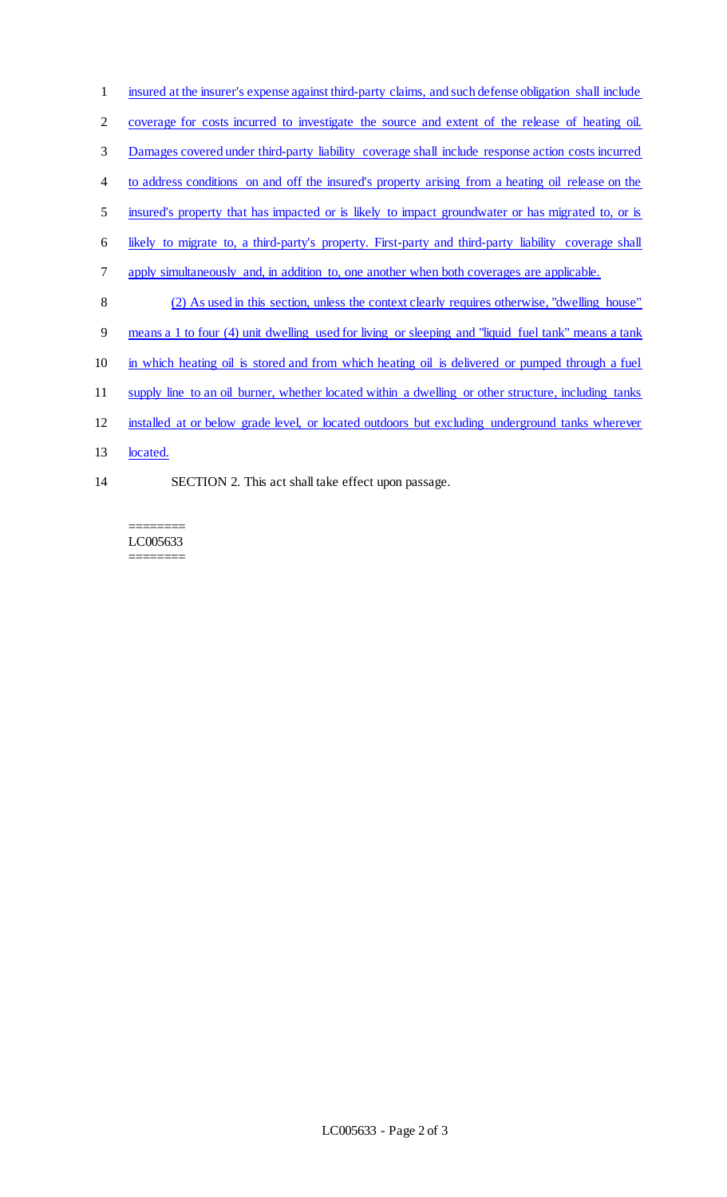insured at the insurer's expense against third-party claims, and such defense obligation shall include coverage for costs incurred to investigate the source and extent of the release of heating oil. Damages covered under third-party liability coverage shall include response action costs incurred to address conditions on and off the insured's property arising from a heating oil release on the insured's property that has impacted or is likely to impact groundwater or has migrated to, or is likely to migrate to, a third-party's property. First-party and third-party liability coverage shall apply simultaneously and, in addition to, one another when both coverages are applicable.

(2) As used in this section, unless the context clearly requires otherwise, "dwelling house" means a 1 to four (4) unit dwelling used for living or sleeping and "liquid fuel tank" means a tank in which heating oil is stored and from which heating oil is delivered or pumped through a fuel supply line to an oil burner, whether located within a dwelling or other structure, including tanks installed at or below grade level, or located outdoors but excluding underground tanks wherever located.

SECTION 2. This act shall take effect upon passage.

========
LC005633
========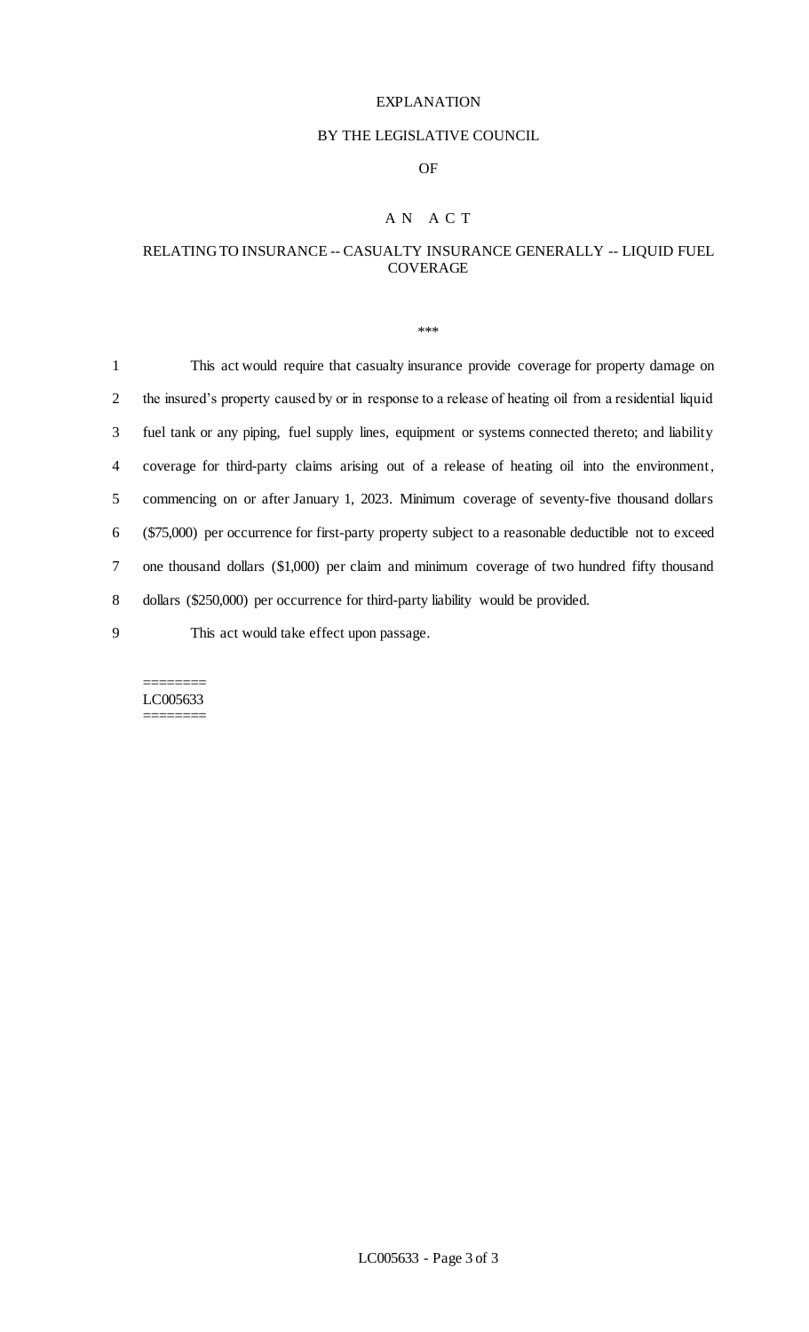EXPLANATION

BY THE LEGISLATIVE COUNCIL

OF

# A N A C T

## RELATING TO INSURANCE -- CASUALTY INSURANCE GENERALLY -- LIQUID FUEL COVERAGE

\*\*\*

This act would require that casualty insurance provide coverage for property damage on the insured's property caused by or in response to a release of heating oil from a residential liquid fuel tank or any piping, fuel supply lines, equipment or systems connected thereto; and liability coverage for third-party claims arising out of a release of heating oil into the environment, commencing on or after January 1, 2023. Minimum coverage of seventy-five thousand dollars ($75,000) per occurrence for first-party property subject to a reasonable deductible not to exceed one thousand dollars ($1,000) per claim and minimum coverage of two hundred fifty thousand dollars ($250,000) per occurrence for third-party liability would be provided.

This act would take effect upon passage.

========
LC005633
========